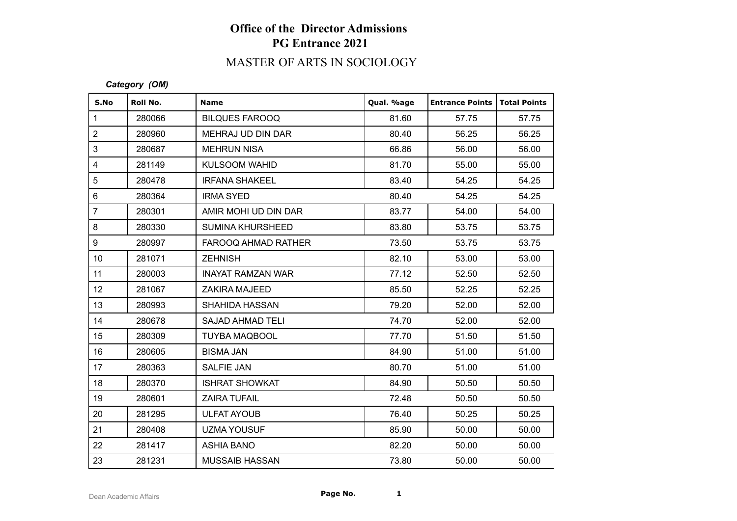# Office of the Director Admissions
## PG Entrance 2021
### MASTER OF ARTS IN SOCIOLOGY

***Category (OM)***

| S.No | Roll No. | Name | Qual. %age | Entrance Points | Total Points |
|---|---|---|---|---|---|
| 1 | 280066 | BILQUES FAROOQ | 81.60 | 57.75 | 57.75 |
| 2 | 280960 | MEHRAJ UD DIN DAR | 80.40 | 56.25 | 56.25 |
| 3 | 280687 | MEHRUN NISA | 66.86 | 56.00 | 56.00 |
| 4 | 281149 | KULSOOM WAHID | 81.70 | 55.00 | 55.00 |
| 5 | 280478 | IRFANA SHAKEEL | 83.40 | 54.25 | 54.25 |
| 6 | 280364 | IRMA SYED | 80.40 | 54.25 | 54.25 |
| 7 | 280301 | AMIR MOHI UD DIN DAR | 83.77 | 54.00 | 54.00 |
| 8 | 280330 | SUMINA KHURSHEED | 83.80 | 53.75 | 53.75 |
| 9 | 280997 | FAROOQ AHMAD RATHER | 73.50 | 53.75 | 53.75 |
| 10 | 281071 | ZEHNISH | 82.10 | 53.00 | 53.00 |
| 11 | 280003 | INAYAT RAMZAN WAR | 77.12 | 52.50 | 52.50 |
| 12 | 281067 | ZAKIRA MAJEED | 85.50 | 52.25 | 52.25 |
| 13 | 280993 | SHAHIDA HASSAN | 79.20 | 52.00 | 52.00 |
| 14 | 280678 | SAJAD AHMAD TELI | 74.70 | 52.00 | 52.00 |
| 15 | 280309 | TUYBA MAQBOOL | 77.70 | 51.50 | 51.50 |
| 16 | 280605 | BISMA JAN | 84.90 | 51.00 | 51.00 |
| 17 | 280363 | SALFIE JAN | 80.70 | 51.00 | 51.00 |
| 18 | 280370 | ISHRAT SHOWKAT | 84.90 | 50.50 | 50.50 |
| 19 | 280601 | ZAIRA TUFAIL | 72.48 | 50.50 | 50.50 |
| 20 | 281295 | ULFAT AYOUB | 76.40 | 50.25 | 50.25 |
| 21 | 280408 | UZMA YOUSUF | 85.90 | 50.00 | 50.00 |
| 22 | 281417 | ASHIA BANO | 82.20 | 50.00 | 50.00 |
| 23 | 281231 | MUSSAIB HASSAN | 73.80 | 50.00 | 50.00 |

Dean Academic Affairs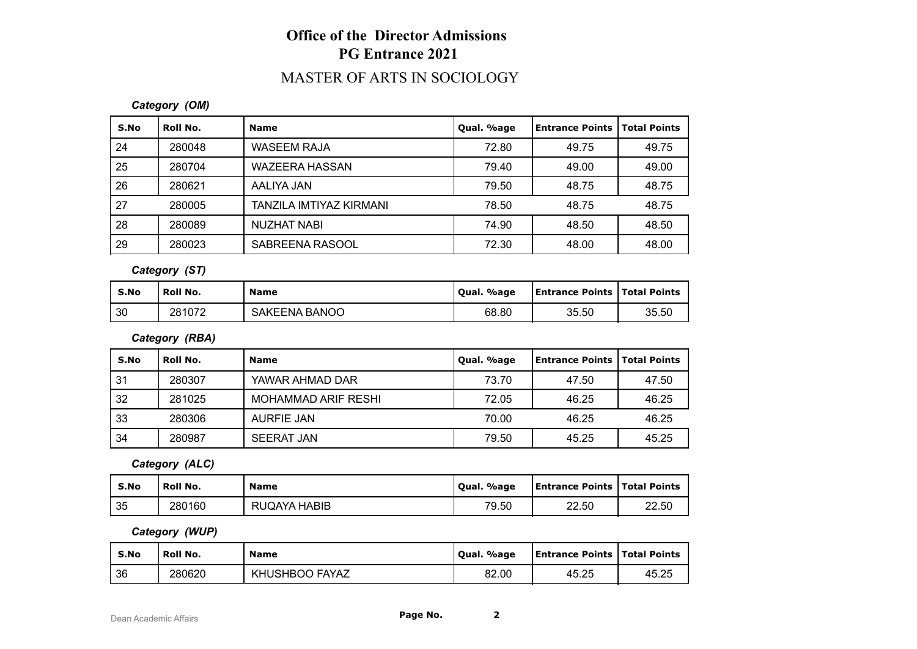# Office of the Director Admissions
# PG Entrance 2021

## MASTER OF ARTS IN SOCIOLOGY

***Category (OM)***

| S.No | Roll No. | Name | Qual. %age | Entrance Points | Total Points |
|---|---|---|---|---|---|
| 24 | 280048 | WASEEM RAJA | 72.80 | 49.75 | 49.75 |
| 25 | 280704 | WAZEERA HASSAN | 79.40 | 49.00 | 49.00 |
| 26 | 280621 | AALIYA JAN | 79.50 | 48.75 | 48.75 |
| 27 | 280005 | TANZILA IMTIYAZ KIRMANI | 78.50 | 48.75 | 48.75 |
| 28 | 280089 | NUZHAT NABI | 74.90 | 48.50 | 48.50 |
| 29 | 280023 | SABREENA RASOOL | 72.30 | 48.00 | 48.00 |

***Category (ST)***

| S.No | Roll No. | Name | Qual. %age | Entrance Points | Total Points |
|---|---|---|---|---|---|
| 30 | 281072 | SAKEENA BANOO | 68.80 | 35.50 | 35.50 |

***Category (RBA)***

| S.No | Roll No. | Name | Qual. %age | Entrance Points | Total Points |
|---|---|---|---|---|---|
| 31 | 280307 | YAWAR AHMAD DAR | 73.70 | 47.50 | 47.50 |
| 32 | 281025 | MOHAMMAD ARIF RESHI | 72.05 | 46.25 | 46.25 |
| 33 | 280306 | AURFIE JAN | 70.00 | 46.25 | 46.25 |
| 34 | 280987 | SEERAT JAN | 79.50 | 45.25 | 45.25 |

***Category (ALC)***

| S.No | Roll No. | Name | Qual. %age | Entrance Points | Total Points |
|---|---|---|---|---|---|
| 35 | 280160 | RUQAYA HABIB | 79.50 | 22.50 | 22.50 |

***Category (WUP)***

| S.No | Roll No. | Name | Qual. %age | Entrance Points | Total Points |
|---|---|---|---|---|---|
| 36 | 280620 | KHUSHBOO FAYAZ | 82.00 | 45.25 | 45.25 |

Dean Academic Affairs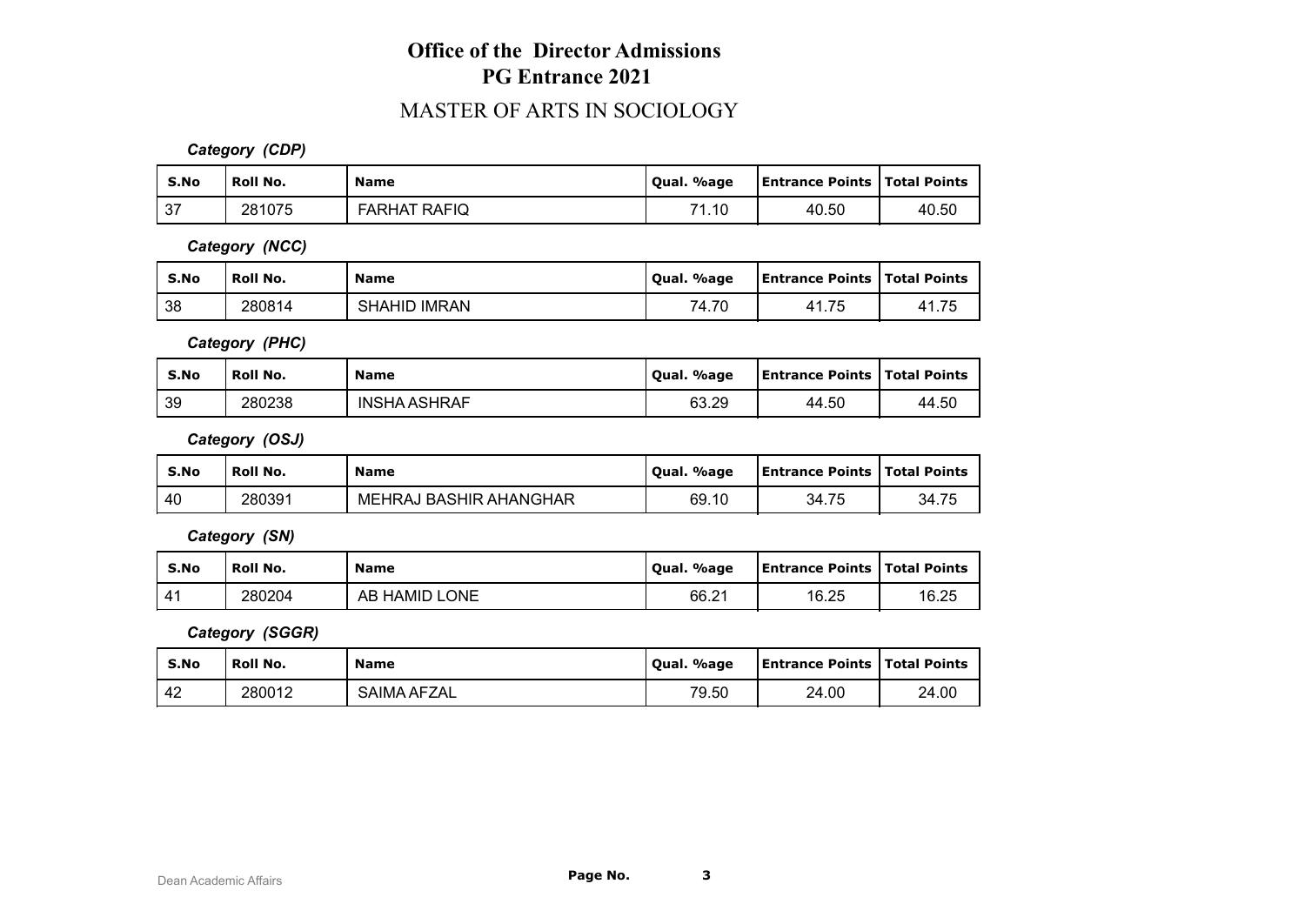# Office of the Director Admissions
## PG Entrance 2021

## MASTER OF ARTS IN SOCIOLOGY

***Category (CDP)***

| S.No | Roll No. | Name | Qual. %age | Entrance Points | Total Points |
|---|---|---|---|---|---|
| 37 | 281075 | FARHAT RAFIQ | 71.10 | 40.50 | 40.50 |

***Category (NCC)***

| S.No | Roll No. | Name | Qual. %age | Entrance Points | Total Points |
|---|---|---|---|---|---|
| 38 | 280814 | SHAHID IMRAN | 74.70 | 41.75 | 41.75 |

***Category (PHC)***

| S.No | Roll No. | Name | Qual. %age | Entrance Points | Total Points |
|---|---|---|---|---|---|
| 39 | 280238 | INSHA ASHRAF | 63.29 | 44.50 | 44.50 |

***Category (OSJ)***

| S.No | Roll No. | Name | Qual. %age | Entrance Points | Total Points |
|---|---|---|---|---|---|
| 40 | 280391 | MEHRAJ BASHIR AHANGHAR | 69.10 | 34.75 | 34.75 |

***Category (SN)***

| S.No | Roll No. | Name | Qual. %age | Entrance Points | Total Points |
|---|---|---|---|---|---|
| 41 | 280204 | AB HAMID LONE | 66.21 | 16.25 | 16.25 |

***Category (SGGR)***

| S.No | Roll No. | Name | Qual. %age | Entrance Points | Total Points |
|---|---|---|---|---|---|
| 42 | 280012 | SAIMA AFZAL | 79.50 | 24.00 | 24.00 |

Dean Academic Affairs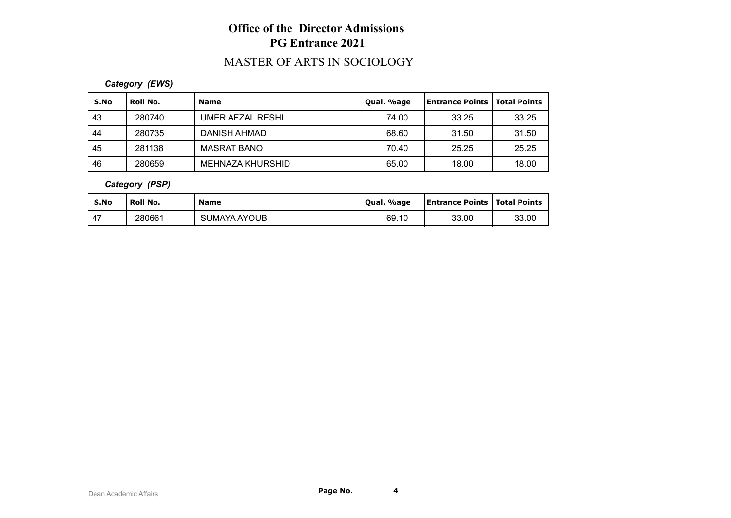# Office of the Director Admissions
# PG Entrance 2021

## MASTER OF ARTS IN SOCIOLOGY

***Category (EWS)***

| S.No | Roll No. | Name | Qual. %age | Entrance Points | Total Points |
|---|---|---|---|---|---|
| 43 | 280740 | UMER AFZAL RESHI | 74.00 | 33.25 | 33.25 |
| 44 | 280735 | DANISH AHMAD | 68.60 | 31.50 | 31.50 |
| 45 | 281138 | MASRAT BANO | 70.40 | 25.25 | 25.25 |
| 46 | 280659 | MEHNAZA KHURSHID | 65.00 | 18.00 | 18.00 |

***Category (PSP)***

| S.No | Roll No. | Name | Qual. %age | Entrance Points | Total Points |
|---|---|---|---|---|---|
| 47 | 280661 | SUMAYA AYOUB | 69.10 | 33.00 | 33.00 |

Dean Academic Affairs